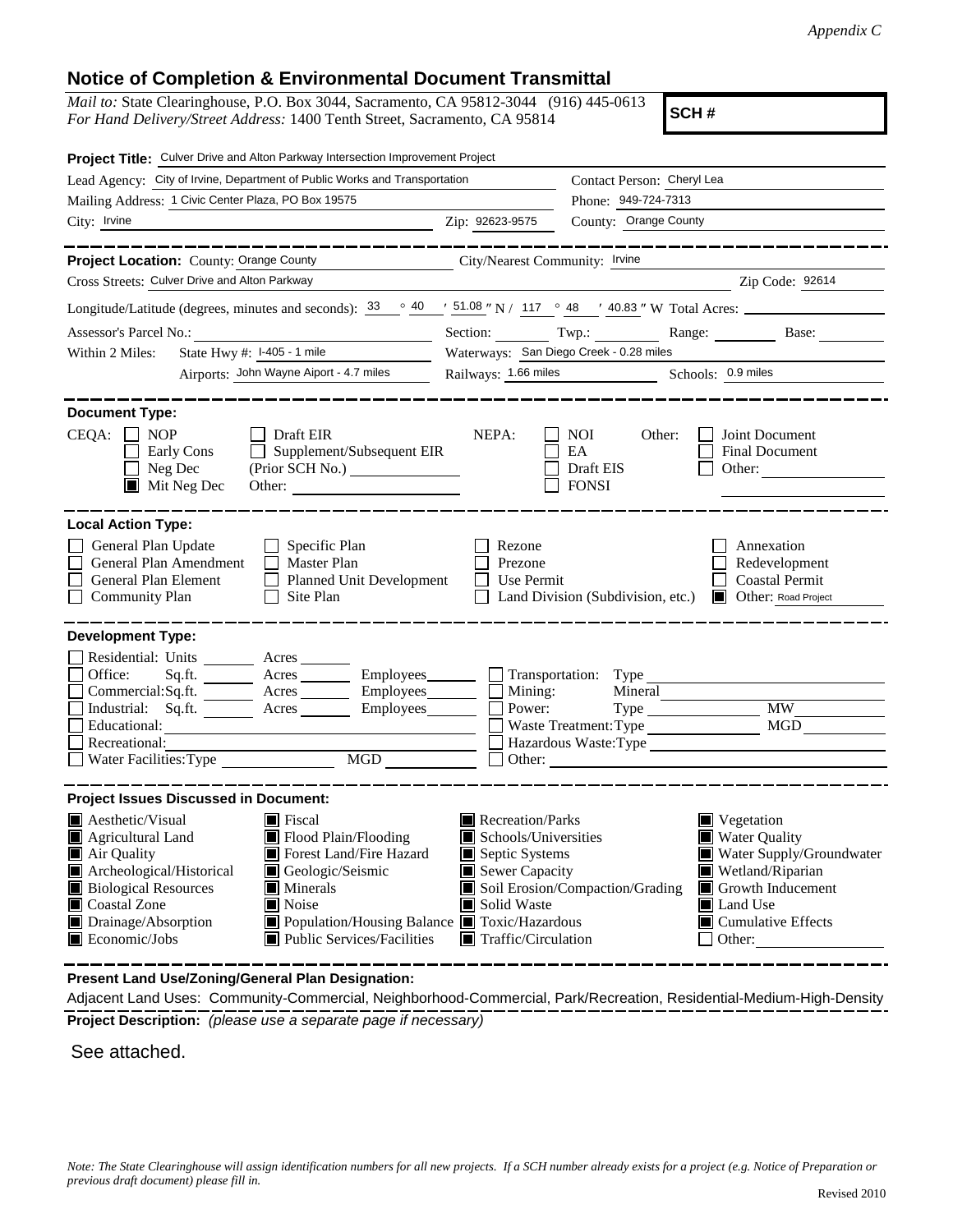*Appendix C*

## Notice of Completion & Environmental Document Transmittal

*Mail to:* State Clearinghouse, P.O. Box 3044, Sacramento, CA 95812-3044 (916) 445-0613
*For Hand Delivery/Street Address:* 1400 Tenth Street, Sacramento, CA 95814

**SCH #**

**Project Title:** Culver Drive and Alton Parkway Intersection Improvement Project

Lead Agency: City of Irvine, Department of Public Works and Transportation
Contact Person: Cheryl Lea
Mailing Address: 1 Civic Center Plaza, PO Box 19575
Phone: 949-724-7313
City: Irvine
Zip: 92623-9575
County: Orange County

---

**Project Location:** County: Orange County
City/Nearest Community: Irvine
Cross Streets: Culver Drive and Alton Parkway
Zip Code: 92614

Longitude/Latitude (degrees, minutes and seconds): 33 ° 40 ′ 51.08 ″ N / 117 ° 48 ′ 40.83 ″ W Total Acres:

Assessor's Parcel No.: Section: Twp.: Range: Base:

Within 2 Miles: State Hwy #: I-405 - 1 mile
Waterways: San Diego Creek - 0.28 miles
Airports: John Wayne Aiport - 4.7 miles
Railways: 1.66 miles
Schools: 0.9 miles

---

**Document Type:**

CEQA:
- ☐ NOP
- ☐ Early Cons
- ☐ Neg Dec
- ☒ Mit Neg Dec
- ☐ Draft EIR
- ☐ Supplement/Subsequent EIR (Prior SCH No.)
- Other:

NEPA:
- ☐ NOI
- ☐ EA
- ☐ Draft EIS
- ☐ FONSI

Other:
- ☐ Joint Document
- ☐ Final Document
- ☐ Other:

---

**Local Action Type:**

- ☐ General Plan Update
- ☐ General Plan Amendment
- ☐ General Plan Element
- ☐ Community Plan
- ☐ Specific Plan
- ☐ Master Plan
- ☐ Planned Unit Development
- ☐ Site Plan
- ☐ Rezone
- ☐ Prezone
- ☐ Use Permit
- ☐ Land Division (Subdivision, etc.)
- ☐ Annexation
- ☐ Redevelopment
- ☐ Coastal Permit
- ☒ Other: Road Project

---

**Development Type:**

- ☐ Residential: Units Acres
- ☐ Office: Sq.ft. Acres Employees
- ☐ Commercial: Sq.ft. Acres Employees
- ☐ Industrial: Sq.ft. Acres Employees
- ☐ Educational:
- ☐ Recreational:
- ☐ Water Facilities: Type MGD
- ☐ Transportation: Type
- ☐ Mining: Mineral
- ☐ Power: Type MW
- ☐ Waste Treatment: Type MGD
- ☐ Hazardous Waste: Type
- ☐ Other:

---

**Project Issues Discussed in Document:**

- ☒ Aesthetic/Visual
- ☒ Agricultural Land
- ☒ Air Quality
- ☒ Archeological/Historical
- ☒ Biological Resources
- ☒ Coastal Zone
- ☒ Drainage/Absorption
- ☒ Economic/Jobs
- ☒ Fiscal
- ☒ Flood Plain/Flooding
- ☒ Forest Land/Fire Hazard
- ☒ Geologic/Seismic
- ☒ Minerals
- ☒ Noise
- ☒ Population/Housing Balance
- ☒ Public Services/Facilities
- ☒ Recreation/Parks
- ☒ Schools/Universities
- ☒ Septic Systems
- ☒ Sewer Capacity
- ☒ Soil Erosion/Compaction/Grading
- ☒ Solid Waste
- ☒ Toxic/Hazardous
- ☒ Traffic/Circulation
- ☒ Vegetation
- ☒ Water Quality
- ☒ Water Supply/Groundwater
- ☒ Wetland/Riparian
- ☒ Growth Inducement
- ☒ Land Use
- ☒ Cumulative Effects
- ☐ Other:

---

**Present Land Use/Zoning/General Plan Designation:**

Adjacent Land Uses: Community-Commercial, Neighborhood-Commercial, Park/Recreation, Residential-Medium-High-Density

**Project Description:** *(please use a separate page if necessary)*

See attached.

*Note: The State Clearinghouse will assign identification numbers for all new projects. If a SCH number already exists for a project (e.g. Notice of Preparation or previous draft document) please fill in.*

Revised 2010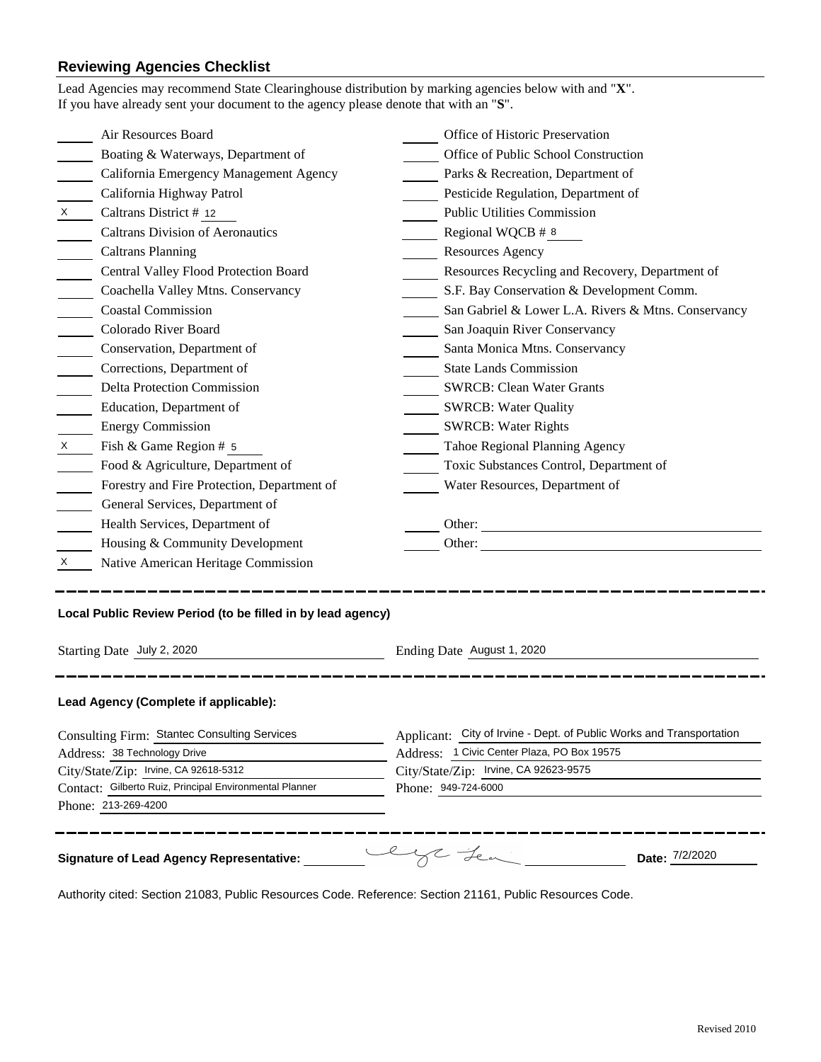## Reviewing Agencies Checklist

Lead Agencies may recommend State Clearinghouse distribution by marking agencies below with and "**X**".
If you have already sent your document to the agency please denote that with an "**S**".

| | | | |
|---|---|---|---|
| | Air Resources Board | | Office of Historic Preservation |
| | Boating & Waterways, Department of | | Office of Public School Construction |
| | California Emergency Management Agency | | Parks & Recreation, Department of |
| | California Highway Patrol | | Pesticide Regulation, Department of |
| X | Caltrans District # 12 | | Public Utilities Commission |
| | Caltrans Division of Aeronautics | | Regional WQCB # 8 |
| | Caltrans Planning | | Resources Agency |
| | Central Valley Flood Protection Board | | Resources Recycling and Recovery, Department of |
| | Coachella Valley Mtns. Conservancy | | S.F. Bay Conservation & Development Comm. |
| | Coastal Commission | | San Gabriel & Lower L.A. Rivers & Mtns. Conservancy |
| | Colorado River Board | | San Joaquin River Conservancy |
| | Conservation, Department of | | Santa Monica Mtns. Conservancy |
| | Corrections, Department of | | State Lands Commission |
| | Delta Protection Commission | | SWRCB: Clean Water Grants |
| | Education, Department of | | SWRCB: Water Quality |
| | Energy Commission | | SWRCB: Water Rights |
| X | Fish & Game Region # 5 | | Tahoe Regional Planning Agency |
| | Food & Agriculture, Department of | | Toxic Substances Control, Department of |
| | Forestry and Fire Protection, Department of | | Water Resources, Department of |
| | General Services, Department of | | |
| | Health Services, Department of | | Other: |
| | Housing & Community Development | | Other: |
| X | Native American Heritage Commission | | |

---

### Local Public Review Period (to be filled in by lead agency)

Starting Date July 2, 2020

Ending Date August 1, 2020

---

### Lead Agency (Complete if applicable):

Consulting Firm: Stantec Consulting Services
Address: 38 Technology Drive
City/State/Zip: Irvine, CA 92618-5312
Contact: Gilberto Ruiz, Principal Environmental Planner
Phone: 213-269-4200

Applicant: City of Irvine - Dept. of Public Works and Transportation
Address: 1 Civic Center Plaza, PO Box 19575
City/State/Zip: Irvine, CA 92623-9575
Phone: 949-724-6000

---

**Signature of Lead Agency Representative:** [signature]

**Date:** 7/2/2020

Authority cited: Section 21083, Public Resources Code. Reference: Section 21161, Public Resources Code.

Revised 2010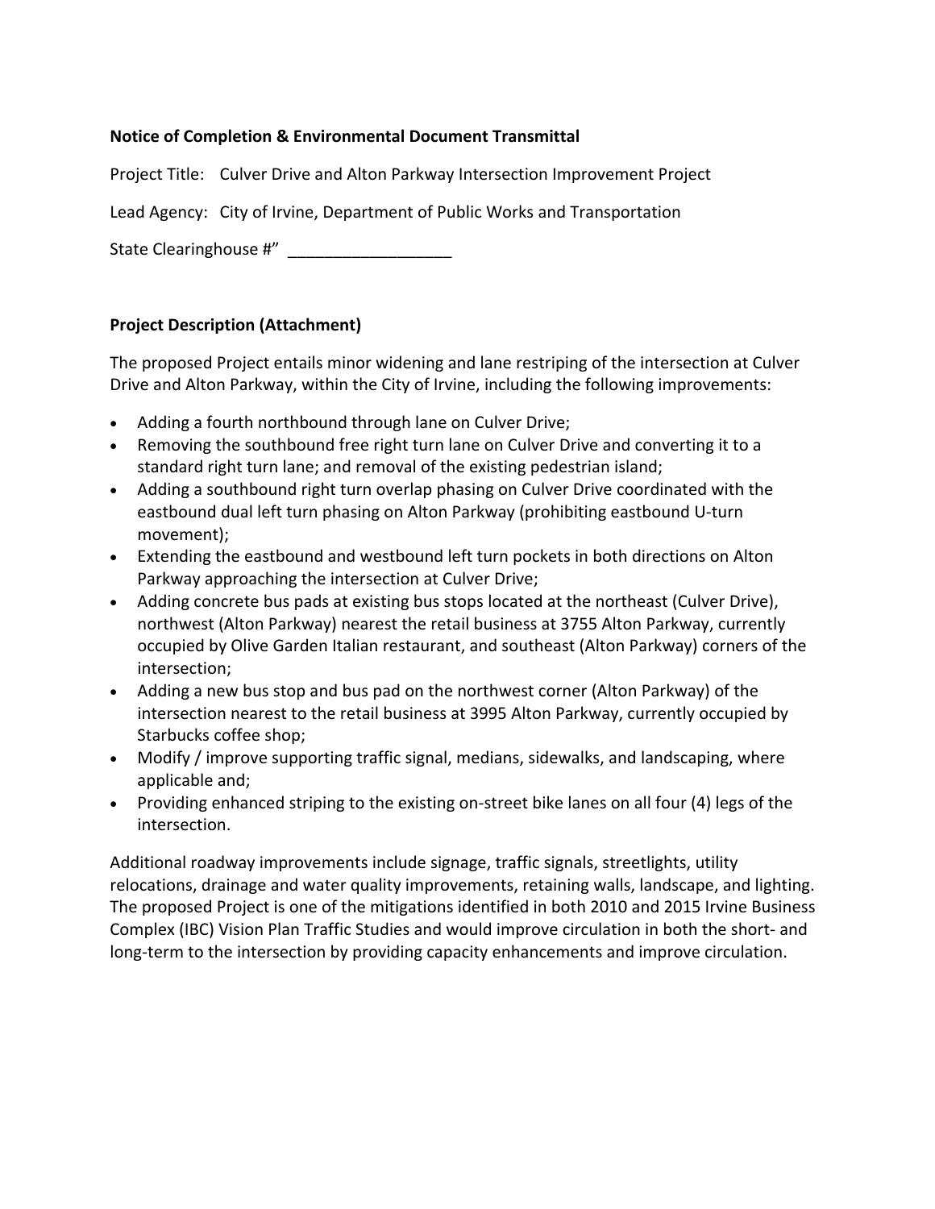**Notice of Completion & Environmental Document Transmittal**

Project Title: Culver Drive and Alton Parkway Intersection Improvement Project

Lead Agency: City of Irvine, Department of Public Works and Transportation

State Clearinghouse #" __________________

**Project Description (Attachment)**

The proposed Project entails minor widening and lane restriping of the intersection at Culver Drive and Alton Parkway, within the City of Irvine, including the following improvements:

- Adding a fourth northbound through lane on Culver Drive;
- Removing the southbound free right turn lane on Culver Drive and converting it to a standard right turn lane; and removal of the existing pedestrian island;
- Adding a southbound right turn overlap phasing on Culver Drive coordinated with the eastbound dual left turn phasing on Alton Parkway (prohibiting eastbound U-turn movement);
- Extending the eastbound and westbound left turn pockets in both directions on Alton Parkway approaching the intersection at Culver Drive;
- Adding concrete bus pads at existing bus stops located at the northeast (Culver Drive), northwest (Alton Parkway) nearest the retail business at 3755 Alton Parkway, currently occupied by Olive Garden Italian restaurant, and southeast (Alton Parkway) corners of the intersection;
- Adding a new bus stop and bus pad on the northwest corner (Alton Parkway) of the intersection nearest to the retail business at 3995 Alton Parkway, currently occupied by Starbucks coffee shop;
- Modify / improve supporting traffic signal, medians, sidewalks, and landscaping, where applicable and;
- Providing enhanced striping to the existing on-street bike lanes on all four (4) legs of the intersection.

Additional roadway improvements include signage, traffic signals, streetlights, utility relocations, drainage and water quality improvements, retaining walls, landscape, and lighting. The proposed Project is one of the mitigations identified in both 2010 and 2015 Irvine Business Complex (IBC) Vision Plan Traffic Studies and would improve circulation in both the short- and long-term to the intersection by providing capacity enhancements and improve circulation.